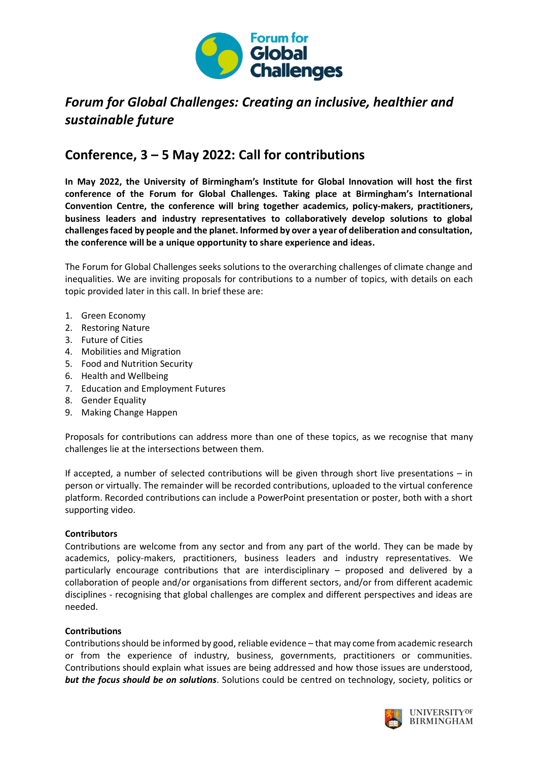*Forum for Global Challenges: Creating an inclusive, healthier and sustainable future*

## Conference, 3 – 5 May 2022: Call for contributions

**In May 2022, the University of Birmingham's Institute for Global Innovation will host the first conference of the Forum for Global Challenges. Taking place at Birmingham's International Convention Centre, the conference will bring together academics, policy-makers, practitioners, business leaders and industry representatives to collaboratively develop solutions to global challenges faced by people and the planet. Informed by over a year of deliberation and consultation, the conference will be a unique opportunity to share experience and ideas.**

The Forum for Global Challenges seeks solutions to the overarching challenges of climate change and inequalities. We are inviting proposals for contributions to a number of topics, with details on each topic provided later in this call. In brief these are:

1. Green Economy
2. Restoring Nature
3. Future of Cities
4. Mobilities and Migration
5. Food and Nutrition Security
6. Health and Wellbeing
7. Education and Employment Futures
8. Gender Equality
9. Making Change Happen

Proposals for contributions can address more than one of these topics, as we recognise that many challenges lie at the intersections between them.

If accepted, a number of selected contributions will be given through short live presentations – in person or virtually. The remainder will be recorded contributions, uploaded to the virtual conference platform. Recorded contributions can include a PowerPoint presentation or poster, both with a short supporting video.

**Contributors**

Contributions are welcome from any sector and from any part of the world. They can be made by academics, policy-makers, practitioners, business leaders and industry representatives. We particularly encourage contributions that are interdisciplinary – proposed and delivered by a collaboration of people and/or organisations from different sectors, and/or from different academic disciplines - recognising that global challenges are complex and different perspectives and ideas are needed.

**Contributions**

Contributions should be informed by good, reliable evidence – that may come from academic research or from the experience of industry, business, governments, practitioners or communities. Contributions should explain what issues are being addressed and how those issues are understood, ***but the focus should be on solutions***. Solutions could be centred on technology, society, politics or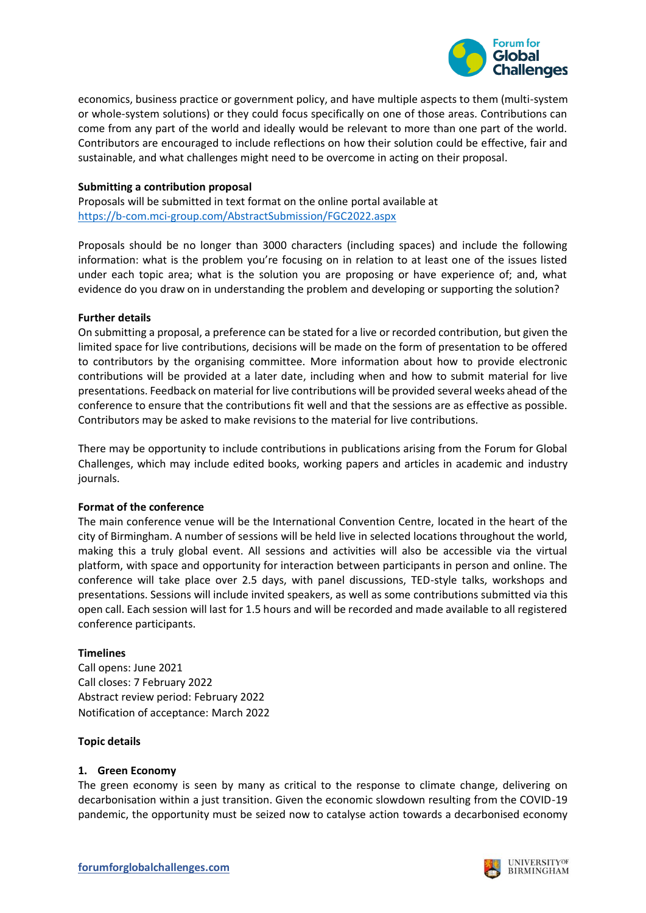economics, business practice or government policy, and have multiple aspects to them (multi-system or whole-system solutions) or they could focus specifically on one of those areas. Contributions can come from any part of the world and ideally would be relevant to more than one part of the world. Contributors are encouraged to include reflections on how their solution could be effective, fair and sustainable, and what challenges might need to be overcome in acting on their proposal.

**Submitting a contribution proposal**

Proposals will be submitted in text format on the online portal available at [https://b-com.mci-group.com/AbstractSubmission/FGC2022.aspx](https://b-com.mci-group.com/AbstractSubmission/FGC2022.aspx)

Proposals should be no longer than 3000 characters (including spaces) and include the following information: what is the problem you're focusing on in relation to at least one of the issues listed under each topic area; what is the solution you are proposing or have experience of; and, what evidence do you draw on in understanding the problem and developing or supporting the solution?

**Further details**

On submitting a proposal, a preference can be stated for a live or recorded contribution, but given the limited space for live contributions, decisions will be made on the form of presentation to be offered to contributors by the organising committee. More information about how to provide electronic contributions will be provided at a later date, including when and how to submit material for live presentations. Feedback on material for live contributions will be provided several weeks ahead of the conference to ensure that the contributions fit well and that the sessions are as effective as possible. Contributors may be asked to make revisions to the material for live contributions.

There may be opportunity to include contributions in publications arising from the Forum for Global Challenges, which may include edited books, working papers and articles in academic and industry journals.

**Format of the conference**

The main conference venue will be the International Convention Centre, located in the heart of the city of Birmingham. A number of sessions will be held live in selected locations throughout the world, making this a truly global event. All sessions and activities will also be accessible via the virtual platform, with space and opportunity for interaction between participants in person and online. The conference will take place over 2.5 days, with panel discussions, TED-style talks, workshops and presentations. Sessions will include invited speakers, as well as some contributions submitted via this open call. Each session will last for 1.5 hours and will be recorded and made available to all registered conference participants.

**Timelines**

Call opens: June 2021
Call closes: 7 February 2022
Abstract review period: February 2022
Notification of acceptance: March 2022

**Topic details**

**1. Green Economy**

The green economy is seen by many as critical to the response to climate change, delivering on decarbonisation within a just transition. Given the economic slowdown resulting from the COVID-19 pandemic, the opportunity must be seized now to catalyse action towards a decarbonised economy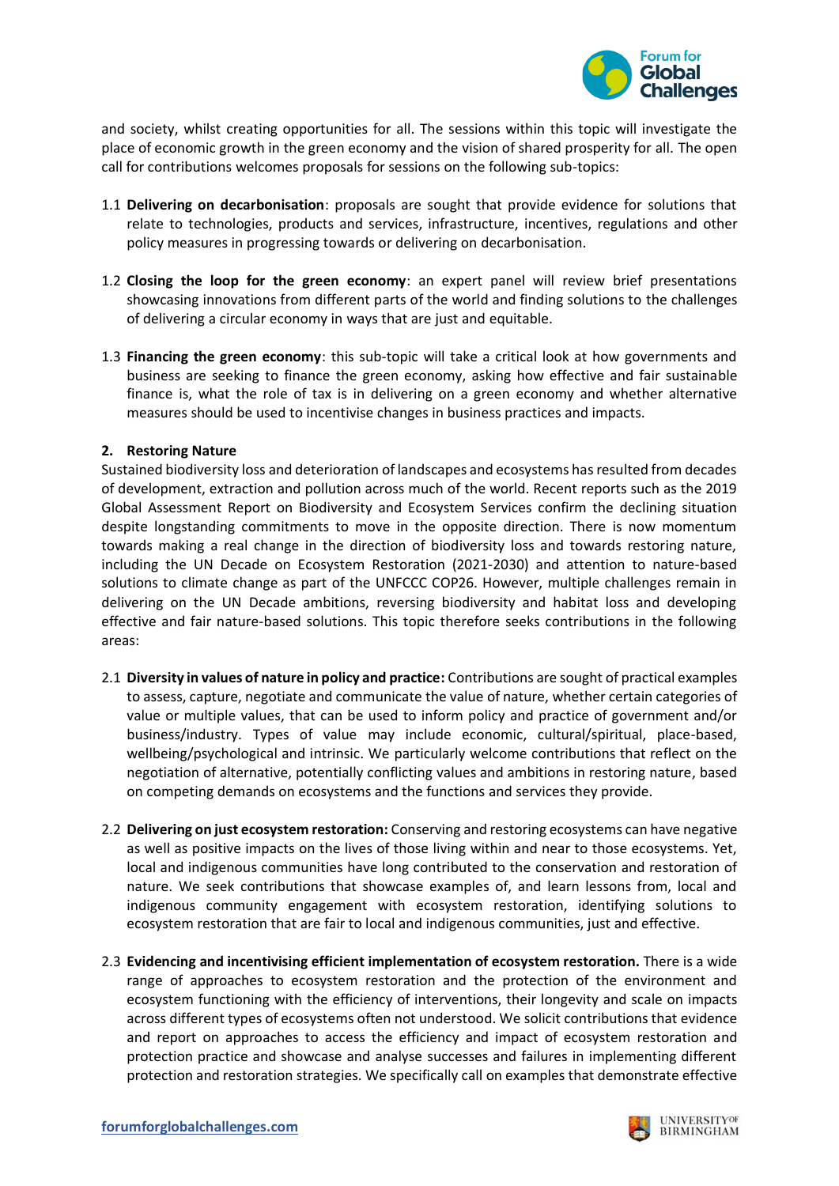and society, whilst creating opportunities for all. The sessions within this topic will investigate the place of economic growth in the green economy and the vision of shared prosperity for all. The open call for contributions welcomes proposals for sessions on the following sub-topics:

1.1 **Delivering on decarbonisation**: proposals are sought that provide evidence for solutions that relate to technologies, products and services, infrastructure, incentives, regulations and other policy measures in progressing towards or delivering on decarbonisation.

1.2 **Closing the loop for the green economy**: an expert panel will review brief presentations showcasing innovations from different parts of the world and finding solutions to the challenges of delivering a circular economy in ways that are just and equitable.

1.3 **Financing the green economy**: this sub-topic will take a critical look at how governments and business are seeking to finance the green economy, asking how effective and fair sustainable finance is, what the role of tax is in delivering on a green economy and whether alternative measures should be used to incentivise changes in business practices and impacts.

### 2. Restoring Nature

Sustained biodiversity loss and deterioration of landscapes and ecosystems has resulted from decades of development, extraction and pollution across much of the world. Recent reports such as the 2019 Global Assessment Report on Biodiversity and Ecosystem Services confirm the declining situation despite longstanding commitments to move in the opposite direction. There is now momentum towards making a real change in the direction of biodiversity loss and towards restoring nature, including the UN Decade on Ecosystem Restoration (2021-2030) and attention to nature-based solutions to climate change as part of the UNFCCC COP26. However, multiple challenges remain in delivering on the UN Decade ambitions, reversing biodiversity and habitat loss and developing effective and fair nature-based solutions. This topic therefore seeks contributions in the following areas:

2.1 **Diversity in values of nature in policy and practice:** Contributions are sought of practical examples to assess, capture, negotiate and communicate the value of nature, whether certain categories of value or multiple values, that can be used to inform policy and practice of government and/or business/industry. Types of value may include economic, cultural/spiritual, place-based, wellbeing/psychological and intrinsic. We particularly welcome contributions that reflect on the negotiation of alternative, potentially conflicting values and ambitions in restoring nature, based on competing demands on ecosystems and the functions and services they provide.

2.2 **Delivering on just ecosystem restoration:** Conserving and restoring ecosystems can have negative as well as positive impacts on the lives of those living within and near to those ecosystems. Yet, local and indigenous communities have long contributed to the conservation and restoration of nature. We seek contributions that showcase examples of, and learn lessons from, local and indigenous community engagement with ecosystem restoration, identifying solutions to ecosystem restoration that are fair to local and indigenous communities, just and effective.

2.3 **Evidencing and incentivising efficient implementation of ecosystem restoration.** There is a wide range of approaches to ecosystem restoration and the protection of the environment and ecosystem functioning with the efficiency of interventions, their longevity and scale on impacts across different types of ecosystems often not understood. We solicit contributions that evidence and report on approaches to access the efficiency and impact of ecosystem restoration and protection practice and showcase and analyse successes and failures in implementing different protection and restoration strategies. We specifically call on examples that demonstrate effective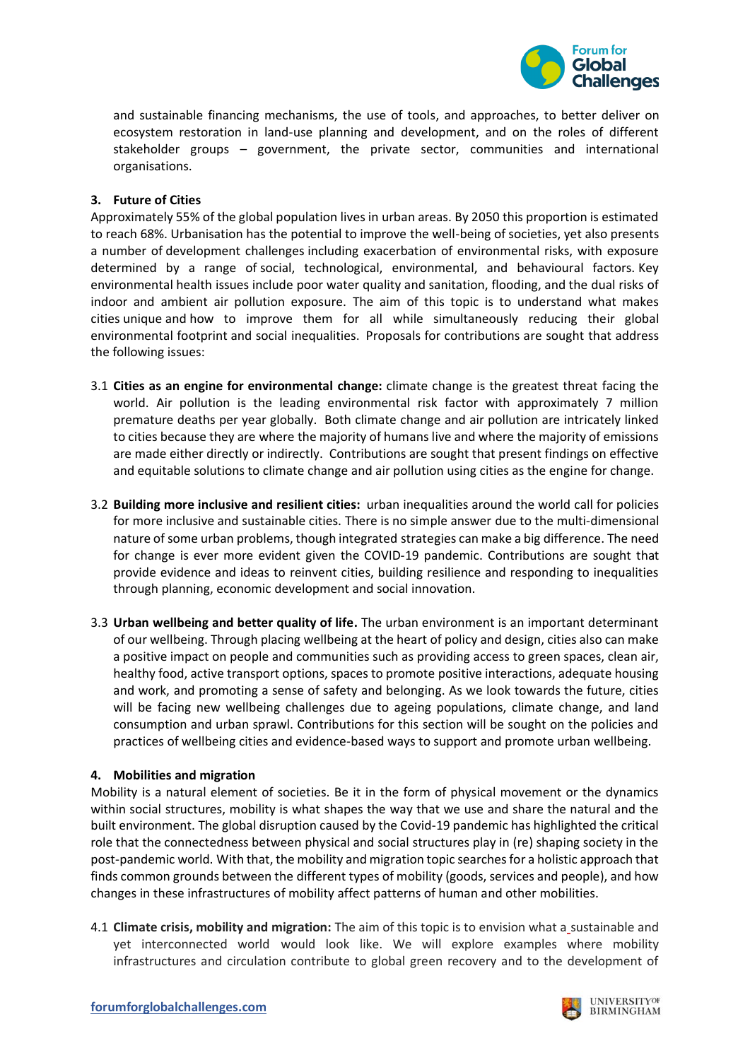and sustainable financing mechanisms, the use of tools, and approaches, to better deliver on ecosystem restoration in land-use planning and development, and on the roles of different stakeholder groups – government, the private sector, communities and international organisations.

### 3. Future of Cities

Approximately 55% of the global population lives in urban areas. By 2050 this proportion is estimated to reach 68%. Urbanisation has the potential to improve the well-being of societies, yet also presents a number of development challenges including exacerbation of environmental risks, with exposure determined by a range of social, technological, environmental, and behavioural factors. Key environmental health issues include poor water quality and sanitation, flooding, and the dual risks of indoor and ambient air pollution exposure. The aim of this topic is to understand what makes cities unique and how to improve them for all while simultaneously reducing their global environmental footprint and social inequalities. Proposals for contributions are sought that address the following issues:

3.1 **Cities as an engine for environmental change:** climate change is the greatest threat facing the world. Air pollution is the leading environmental risk factor with approximately 7 million premature deaths per year globally. Both climate change and air pollution are intricately linked to cities because they are where the majority of humans live and where the majority of emissions are made either directly or indirectly. Contributions are sought that present findings on effective and equitable solutions to climate change and air pollution using cities as the engine for change.

3.2 **Building more inclusive and resilient cities:** urban inequalities around the world call for policies for more inclusive and sustainable cities. There is no simple answer due to the multi-dimensional nature of some urban problems, though integrated strategies can make a big difference. The need for change is ever more evident given the COVID-19 pandemic. Contributions are sought that provide evidence and ideas to reinvent cities, building resilience and responding to inequalities through planning, economic development and social innovation.

3.3 **Urban wellbeing and better quality of life.** The urban environment is an important determinant of our wellbeing. Through placing wellbeing at the heart of policy and design, cities also can make a positive impact on people and communities such as providing access to green spaces, clean air, healthy food, active transport options, spaces to promote positive interactions, adequate housing and work, and promoting a sense of safety and belonging. As we look towards the future, cities will be facing new wellbeing challenges due to ageing populations, climate change, and land consumption and urban sprawl. Contributions for this section will be sought on the policies and practices of wellbeing cities and evidence-based ways to support and promote urban wellbeing.

### 4. Mobilities and migration

Mobility is a natural element of societies. Be it in the form of physical movement or the dynamics within social structures, mobility is what shapes the way that we use and share the natural and the built environment. The global disruption caused by the Covid-19 pandemic has highlighted the critical role that the connectedness between physical and social structures play in (re) shaping society in the post-pandemic world. With that, the mobility and migration topic searches for a holistic approach that finds common grounds between the different types of mobility (goods, services and people), and how changes in these infrastructures of mobility affect patterns of human and other mobilities.

4.1 **Climate crisis, mobility and migration:** The aim of this topic is to envision what a sustainable and yet interconnected world would look like. We will explore examples where mobility infrastructures and circulation contribute to global green recovery and to the development of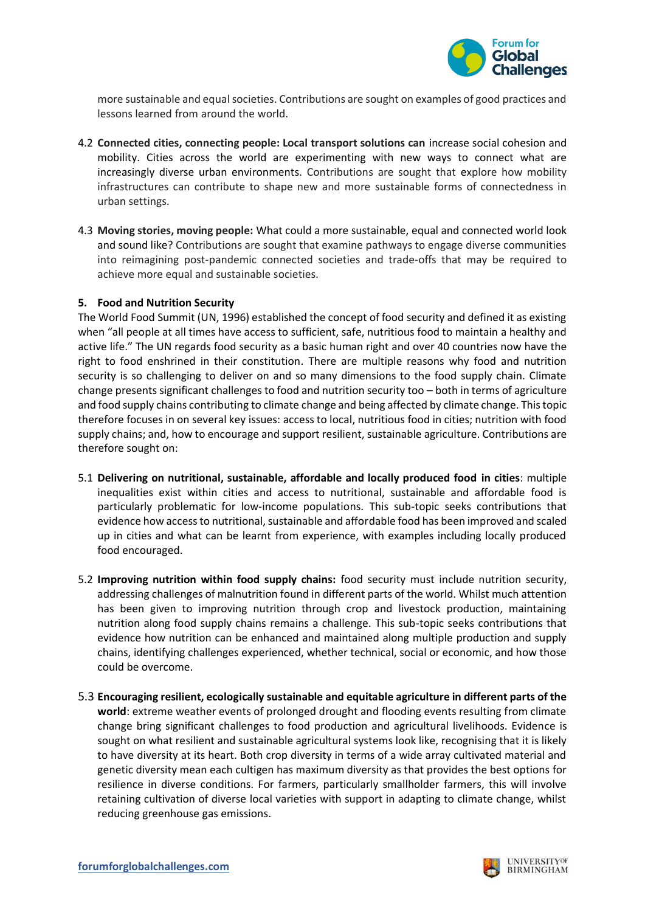more sustainable and equal societies. Contributions are sought on examples of good practices and lessons learned from around the world.

4.2 **Connected cities, connecting people: Local transport solutions can** increase social cohesion and mobility. Cities across the world are experimenting with new ways to connect what are increasingly diverse urban environments. Contributions are sought that explore how mobility infrastructures can contribute to shape new and more sustainable forms of connectedness in urban settings.

4.3 **Moving stories, moving people:** What could a more sustainable, equal and connected world look and sound like? Contributions are sought that examine pathways to engage diverse communities into reimagining post-pandemic connected societies and trade-offs that may be required to achieve more equal and sustainable societies.

## 5. Food and Nutrition Security

The World Food Summit (UN, 1996) established the concept of food security and defined it as existing when "all people at all times have access to sufficient, safe, nutritious food to maintain a healthy and active life." The UN regards food security as a basic human right and over 40 countries now have the right to food enshrined in their constitution. There are multiple reasons why food and nutrition security is so challenging to deliver on and so many dimensions to the food supply chain. Climate change presents significant challenges to food and nutrition security too – both in terms of agriculture and food supply chains contributing to climate change and being affected by climate change. This topic therefore focuses in on several key issues: access to local, nutritious food in cities; nutrition with food supply chains; and, how to encourage and support resilient, sustainable agriculture. Contributions are therefore sought on:

5.1 **Delivering on nutritional, sustainable, affordable and locally produced food in cities**: multiple inequalities exist within cities and access to nutritional, sustainable and affordable food is particularly problematic for low-income populations. This sub-topic seeks contributions that evidence how access to nutritional, sustainable and affordable food has been improved and scaled up in cities and what can be learnt from experience, with examples including locally produced food encouraged.

5.2 **Improving nutrition within food supply chains:** food security must include nutrition security, addressing challenges of malnutrition found in different parts of the world. Whilst much attention has been given to improving nutrition through crop and livestock production, maintaining nutrition along food supply chains remains a challenge. This sub-topic seeks contributions that evidence how nutrition can be enhanced and maintained along multiple production and supply chains, identifying challenges experienced, whether technical, social or economic, and how those could be overcome.

5.3 **Encouraging resilient, ecologically sustainable and equitable agriculture in different parts of the world**: extreme weather events of prolonged drought and flooding events resulting from climate change bring significant challenges to food production and agricultural livelihoods. Evidence is sought on what resilient and sustainable agricultural systems look like, recognising that it is likely to have diversity at its heart. Both crop diversity in terms of a wide array cultivated material and genetic diversity mean each cultigen has maximum diversity as that provides the best options for resilience in diverse conditions. For farmers, particularly smallholder farmers, this will involve retaining cultivation of diverse local varieties with support in adapting to climate change, whilst reducing greenhouse gas emissions.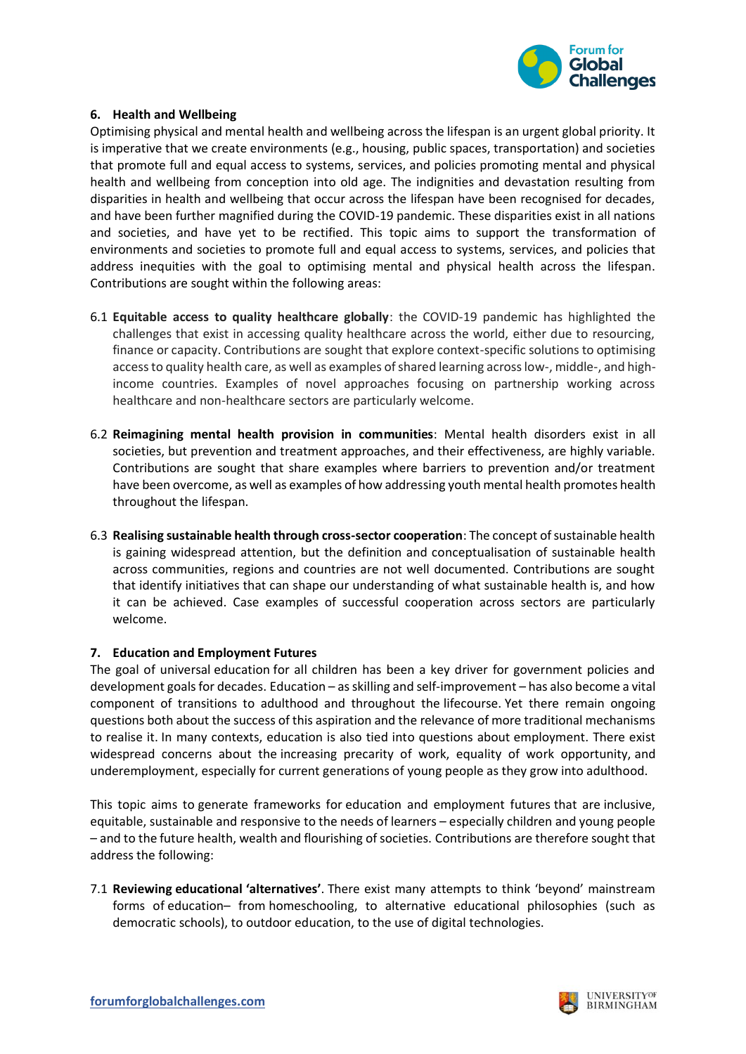## 6. Health and Wellbeing

Optimising physical and mental health and wellbeing across the lifespan is an urgent global priority. It is imperative that we create environments (e.g., housing, public spaces, transportation) and societies that promote full and equal access to systems, services, and policies promoting mental and physical health and wellbeing from conception into old age. The indignities and devastation resulting from disparities in health and wellbeing that occur across the lifespan have been recognised for decades, and have been further magnified during the COVID-19 pandemic. These disparities exist in all nations and societies, and have yet to be rectified. This topic aims to support the transformation of environments and societies to promote full and equal access to systems, services, and policies that address inequities with the goal to optimising mental and physical health across the lifespan. Contributions are sought within the following areas:

6.1 **Equitable access to quality healthcare globally**: the COVID-19 pandemic has highlighted the challenges that exist in accessing quality healthcare across the world, either due to resourcing, finance or capacity. Contributions are sought that explore context-specific solutions to optimising access to quality health care, as well as examples of shared learning across low-, middle-, and high-income countries. Examples of novel approaches focusing on partnership working across healthcare and non-healthcare sectors are particularly welcome.

6.2 **Reimagining mental health provision in communities**: Mental health disorders exist in all societies, but prevention and treatment approaches, and their effectiveness, are highly variable. Contributions are sought that share examples where barriers to prevention and/or treatment have been overcome, as well as examples of how addressing youth mental health promotes health throughout the lifespan.

6.3 **Realising sustainable health through cross-sector cooperation**: The concept of sustainable health is gaining widespread attention, but the definition and conceptualisation of sustainable health across communities, regions and countries are not well documented. Contributions are sought that identify initiatives that can shape our understanding of what sustainable health is, and how it can be achieved. Case examples of successful cooperation across sectors are particularly welcome.

## 7. Education and Employment Futures

The goal of universal education for all children has been a key driver for government policies and development goals for decades. Education – as skilling and self-improvement – has also become a vital component of transitions to adulthood and throughout the lifecourse. Yet there remain ongoing questions both about the success of this aspiration and the relevance of more traditional mechanisms to realise it. In many contexts, education is also tied into questions about employment. There exist widespread concerns about the increasing precarity of work, equality of work opportunity, and underemployment, especially for current generations of young people as they grow into adulthood.

This topic aims to generate frameworks for education and employment futures that are inclusive, equitable, sustainable and responsive to the needs of learners – especially children and young people – and to the future health, wealth and flourishing of societies. Contributions are therefore sought that address the following:

7.1 **Reviewing educational 'alternatives'**. There exist many attempts to think 'beyond' mainstream forms of education– from homeschooling, to alternative educational philosophies (such as democratic schools), to outdoor education, to the use of digital technologies.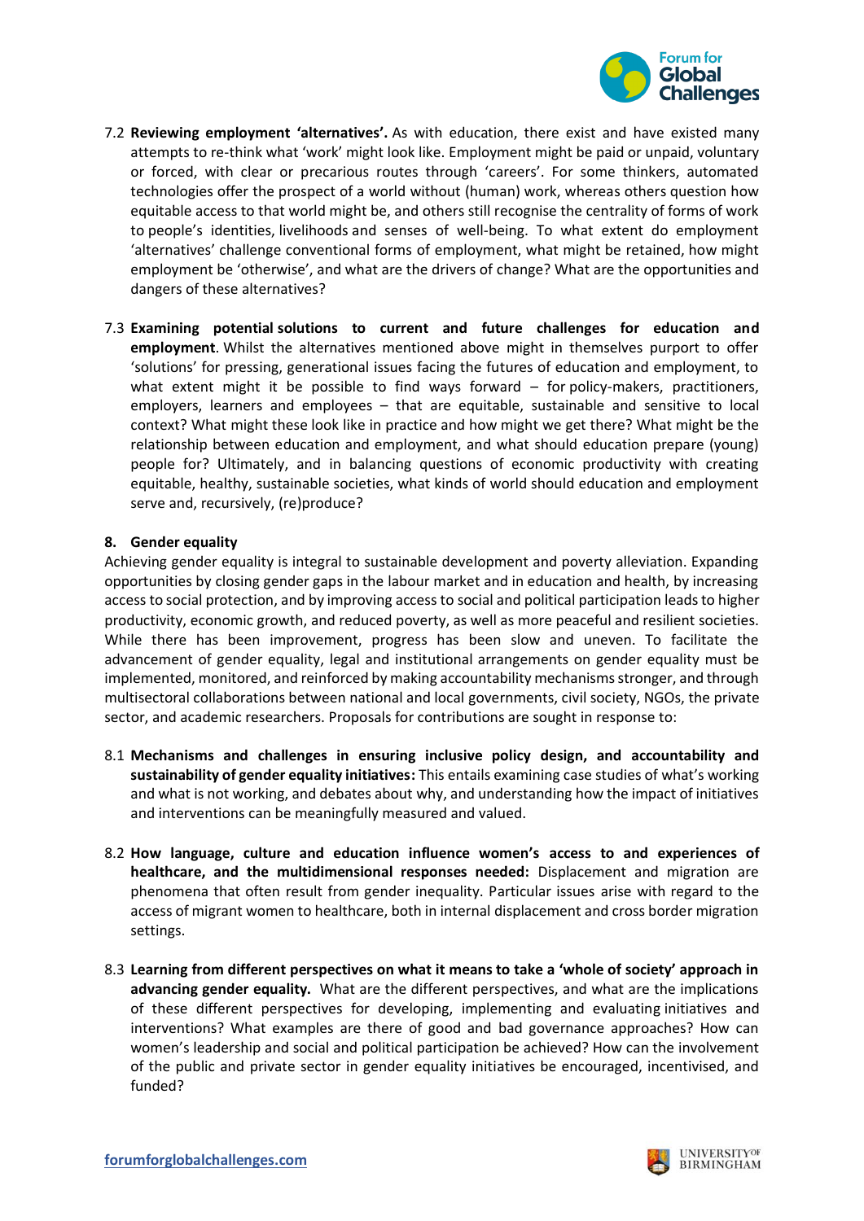7.2 **Reviewing employment 'alternatives'.** As with education, there exist and have existed many attempts to re-think what 'work' might look like. Employment might be paid or unpaid, voluntary or forced, with clear or precarious routes through 'careers'. For some thinkers, automated technologies offer the prospect of a world without (human) work, whereas others question how equitable access to that world might be, and others still recognise the centrality of forms of work to people's identities, livelihoods and senses of well-being. To what extent do employment 'alternatives' challenge conventional forms of employment, what might be retained, how might employment be 'otherwise', and what are the drivers of change? What are the opportunities and dangers of these alternatives?

7.3 **Examining potential solutions to current and future challenges for education and employment**. Whilst the alternatives mentioned above might in themselves purport to offer 'solutions' for pressing, generational issues facing the futures of education and employment, to what extent might it be possible to find ways forward – for policy-makers, practitioners, employers, learners and employees – that are equitable, sustainable and sensitive to local context? What might these look like in practice and how might we get there? What might be the relationship between education and employment, and what should education prepare (young) people for? Ultimately, and in balancing questions of economic productivity with creating equitable, healthy, sustainable societies, what kinds of world should education and employment serve and, recursively, (re)produce?

## 8. Gender equality

Achieving gender equality is integral to sustainable development and poverty alleviation. Expanding opportunities by closing gender gaps in the labour market and in education and health, by increasing access to social protection, and by improving access to social and political participation leads to higher productivity, economic growth, and reduced poverty, as well as more peaceful and resilient societies. While there has been improvement, progress has been slow and uneven. To facilitate the advancement of gender equality, legal and institutional arrangements on gender equality must be implemented, monitored, and reinforced by making accountability mechanisms stronger, and through multisectoral collaborations between national and local governments, civil society, NGOs, the private sector, and academic researchers. Proposals for contributions are sought in response to:

8.1 **Mechanisms and challenges in ensuring inclusive policy design, and accountability and sustainability of gender equality initiatives:** This entails examining case studies of what's working and what is not working, and debates about why, and understanding how the impact of initiatives and interventions can be meaningfully measured and valued.

8.2 **How language, culture and education influence women's access to and experiences of healthcare, and the multidimensional responses needed:** Displacement and migration are phenomena that often result from gender inequality. Particular issues arise with regard to the access of migrant women to healthcare, both in internal displacement and cross border migration settings.

8.3 **Learning from different perspectives on what it means to take a 'whole of society' approach in advancing gender equality.** What are the different perspectives, and what are the implications of these different perspectives for developing, implementing and evaluating initiatives and interventions? What examples are there of good and bad governance approaches? How can women's leadership and social and political participation be achieved? How can the involvement of the public and private sector in gender equality initiatives be encouraged, incentivised, and funded?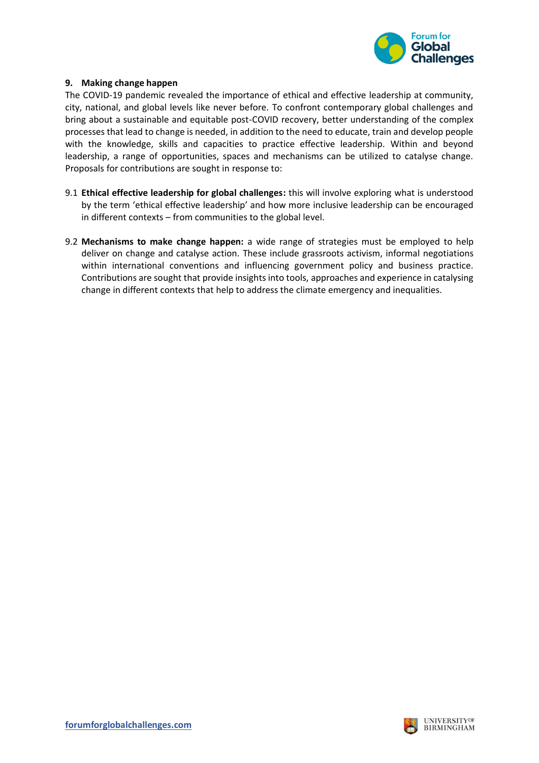## 9. Making change happen

The COVID-19 pandemic revealed the importance of ethical and effective leadership at community, city, national, and global levels like never before. To confront contemporary global challenges and bring about a sustainable and equitable post-COVID recovery, better understanding of the complex processes that lead to change is needed, in addition to the need to educate, train and develop people with the knowledge, skills and capacities to practice effective leadership. Within and beyond leadership, a range of opportunities, spaces and mechanisms can be utilized to catalyse change. Proposals for contributions are sought in response to:

9.1 **Ethical effective leadership for global challenges:** this will involve exploring what is understood by the term 'ethical effective leadership' and how more inclusive leadership can be encouraged in different contexts – from communities to the global level.

9.2 **Mechanisms to make change happen:** a wide range of strategies must be employed to help deliver on change and catalyse action. These include grassroots activism, informal negotiations within international conventions and influencing government policy and business practice. Contributions are sought that provide insights into tools, approaches and experience in catalysing change in different contexts that help to address the climate emergency and inequalities.